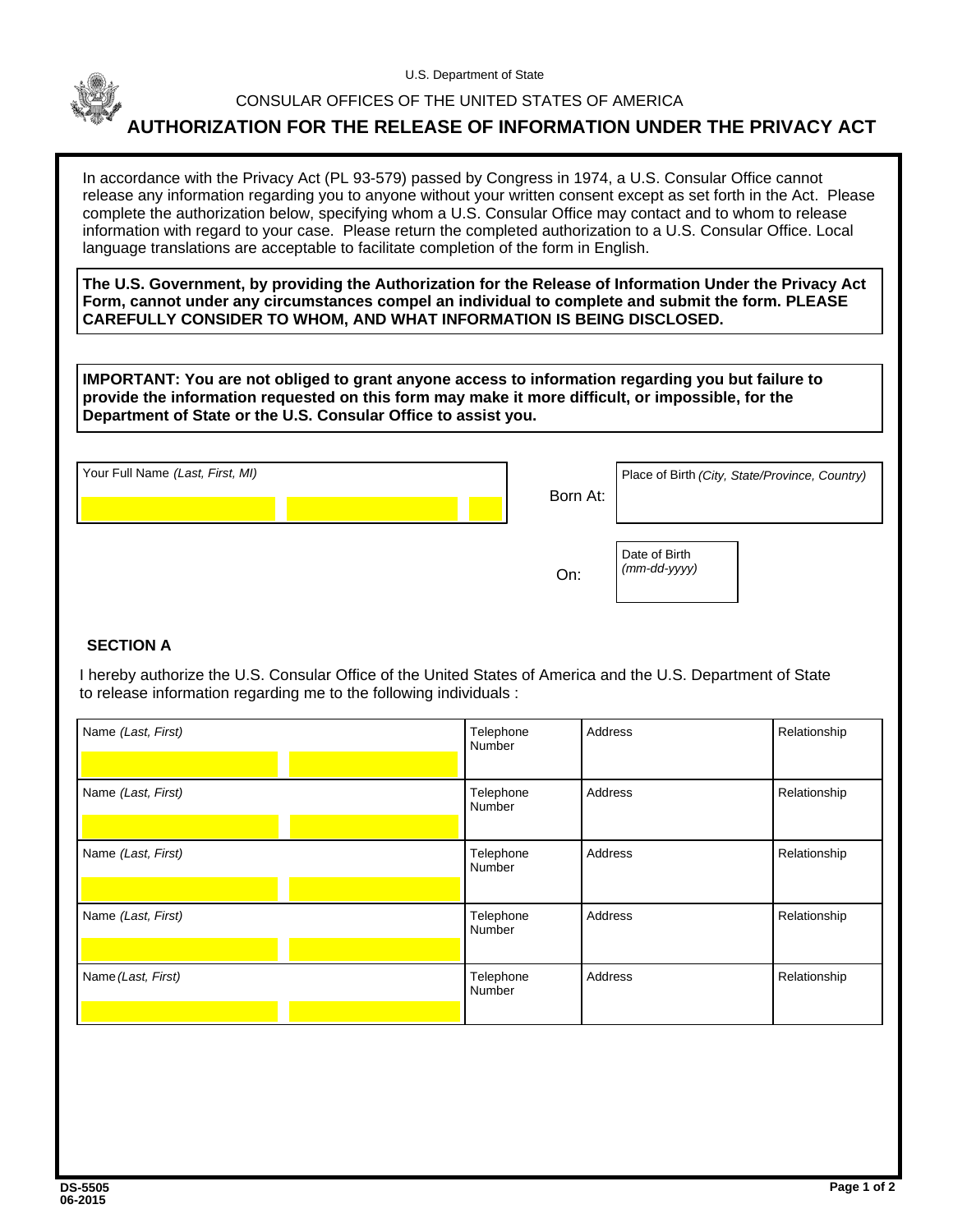U.S. Department of State

CONSULAR OFFICES OF THE UNITED STATES OF AMERICA

# AUTHORIZATION FOR THE RELEASE OF INFORMATION UNDER THE PRIVACY ACT

In accordance with the Privacy Act (PL 93-579) passed by Congress in 1974, a U.S. Consular Office cannot release any information regarding you to anyone without your written consent except as set forth in the Act. Please complete the authorization below, specifying whom a U.S. Consular Office may contact and to whom to release information with regard to your case. Please return the completed authorization to a U.S. Consular Office. Local language translations are acceptable to facilitate completion of the form in English.

**The U.S. Government, by providing the Authorization for the Release of Information Under the Privacy Act Form, cannot under any circumstances compel an individual to complete and submit the form. PLEASE CAREFULLY CONSIDER TO WHOM, AND WHAT INFORMATION IS BEING DISCLOSED.**

**IMPORTANT: You are not obliged to grant anyone access to information regarding you but failure to provide the information requested on this form may make it more difficult, or impossible, for the Department of State or the U.S. Consular Office to assist you.**

Your Full Name *(Last, First, MI)*

Born At: Place of Birth *(City, State/Province, Country)*

On: Date of Birth *(mm-dd-yyyy)*

## SECTION A

I hereby authorize the U.S. Consular Office of the United States of America and the U.S. Department of State to release information regarding me to the following individuals :

| Name *(Last, First)* | Telephone Number | Address | Relationship |
| --- | --- | --- | --- |
| | | | |
| | | | |
| | | | |
| | | | |
| | | | |

DS-5505
06-2015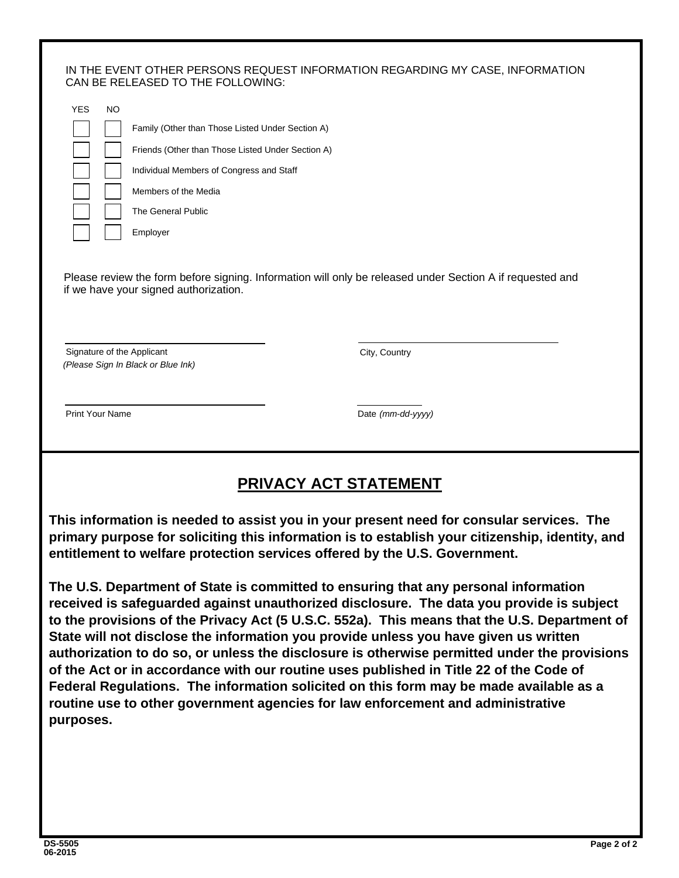IN THE EVENT OTHER PERSONS REQUEST INFORMATION REGARDING MY CASE, INFORMATION CAN BE RELEASED TO THE FOLLOWING:

| YES | NO | |
|---|---|---|
| ☐ | ☐ | Family (Other than Those Listed Under Section A) |
| ☐ | ☐ | Friends (Other than Those Listed Under Section A) |
| ☐ | ☐ | Individual Members of Congress and Staff |
| ☐ | ☐ | Members of the Media |
| ☐ | ☐ | The General Public |
| ☐ | ☐ | Employer |

Please review the form before signing. Information will only be released under Section A if requested and if we have your signed authorization.

\_\_\_\_\_\_\_\_\_\_\_\_\_\_\_\_\_\_\_\_\_\_\_\_\_\_\_\_\_\_
Signature of the Applicant
*(Please Sign In Black or Blue Ink)*

\_\_\_\_\_\_\_\_\_\_\_\_\_\_\_\_\_\_\_\_\_\_\_\_\_\_\_\_\_\_
City, Country

\_\_\_\_\_\_\_\_\_\_\_\_\_\_\_\_\_\_\_\_\_\_\_\_\_\_\_\_\_\_
Print Your Name

\_\_\_\_\_\_\_\_\_\_\_\_
Date *(mm-dd-yyyy)*

## PRIVACY ACT STATEMENT

**This information is needed to assist you in your present need for consular services. The primary purpose for soliciting this information is to establish your citizenship, identity, and entitlement to welfare protection services offered by the U.S. Government.**

**The U.S. Department of State is committed to ensuring that any personal information received is safeguarded against unauthorized disclosure. The data you provide is subject to the provisions of the Privacy Act (5 U.S.C. 552a). This means that the U.S. Department of State will not disclose the information you provide unless you have given us written authorization to do so, or unless the disclosure is otherwise permitted under the provisions of the Act or in accordance with our routine uses published in Title 22 of the Code of Federal Regulations. The information solicited on this form may be made available as a routine use to other government agencies for law enforcement and administrative purposes.**

DS-5505
06-2015